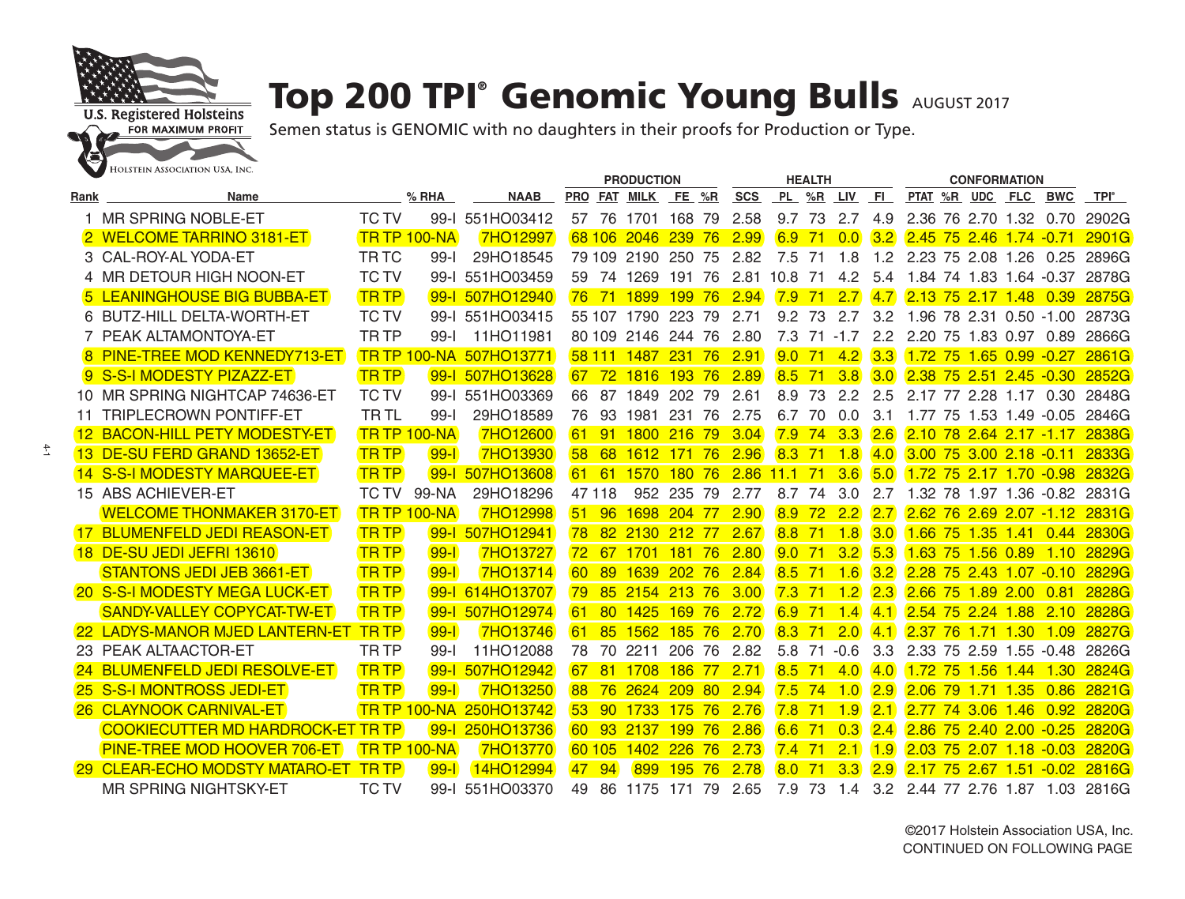U.S. Registered Holsteins
FOR MAXIMUM PROFIT
HOLSTEIN ASSOCIATION USA, INC.

# Top 200 TPI® Genomic Young Bulls AUGUST 2017

Semen status is GENOMIC with no daughters in their proofs for Production or Type.

| | | | | | PRODUCTION | | | | | HEALTH | | | | | CONFORMATION | | | | | |
|---|---|---|---|---|---|---|---|---|---|---|---|---|---|---|---|---|---|---|---|---|
| Rank | Name | | % RHA | NAAB | PRO | FAT | MILK | FE | %R | SCS | PL | %R | LIV | FI | PTAT | %R | UDC | FLC | BWC | TPI® |
| 1 | MR SPRING NOBLE-ET | TC TV | 99-I | 551HO03412 | 57 | 76 | 1701 | 168 | 79 | 2.58 | 9.7 | 73 | 2.7 | 4.9 | 2.36 | 76 | 2.70 | 1.32 | 0.70 | 2902G |
| 2 | WELCOME TARRINO 3181-ET | TR TP | 100-NA | 7HO12997 | 68 | 106 | 2046 | 239 | 76 | 2.99 | 6.9 | 71 | 0.0 | 3.2 | 2.45 | 75 | 2.46 | 1.74 | -0.71 | 2901G |
| 3 | CAL-ROY-AL YODA-ET | TR TC | 99-I | 29HO18545 | 79 | 109 | 2190 | 250 | 75 | 2.82 | 7.5 | 71 | 1.8 | 1.2 | 2.23 | 75 | 2.08 | 1.26 | 0.25 | 2896G |
| 4 | MR DETOUR HIGH NOON-ET | TC TV | 99-I | 551HO03459 | 59 | 74 | 1269 | 191 | 76 | 2.81 | 10.8 | 71 | 4.2 | 5.4 | 1.84 | 74 | 1.83 | 1.64 | -0.37 | 2878G |
| 5 | LEANINGHOUSE BIG BUBBA-ET | TR TP | 99-I | 507HO12940 | 76 | 71 | 1899 | 199 | 76 | 2.94 | 7.9 | 71 | 2.7 | 4.7 | 2.13 | 75 | 2.17 | 1.48 | 0.39 | 2875G |
| 6 | BUTZ-HILL DELTA-WORTH-ET | TC TV | 99-I | 551HO03415 | 55 | 107 | 1790 | 223 | 79 | 2.71 | 9.2 | 73 | 2.7 | 3.2 | 1.96 | 78 | 2.31 | 0.50 | -1.00 | 2873G |
| 7 | PEAK ALTAMONTOYA-ET | TR TP | 99-I | 11HO11981 | 80 | 109 | 2146 | 244 | 76 | 2.80 | 7.3 | 71 | -1.7 | 2.2 | 2.20 | 75 | 1.83 | 0.97 | 0.89 | 2866G |
| 8 | PINE-TREE MOD KENNEDY713-ET | TR TP | 100-NA | 507HO13771 | 58 | 111 | 1487 | 231 | 76 | 2.91 | 9.0 | 71 | 4.2 | 3.3 | 1.72 | 75 | 1.65 | 0.99 | -0.27 | 2861G |
| 9 | S-S-I MODESTY PIZAZZ-ET | TR TP | 99-I | 507HO13628 | 67 | 72 | 1816 | 193 | 76 | 2.89 | 8.5 | 71 | 3.8 | 3.0 | 2.38 | 75 | 2.51 | 2.45 | -0.30 | 2852G |
| 10 | MR SPRING NIGHTCAP 74636-ET | TC TV | 99-I | 551HO03369 | 66 | 87 | 1849 | 202 | 79 | 2.61 | 8.9 | 73 | 2.2 | 2.5 | 2.17 | 77 | 2.28 | 1.17 | 0.30 | 2848G |
| 11 | TRIPLECROWN PONTIFF-ET | TR TL | 99-I | 29HO18589 | 76 | 93 | 1981 | 231 | 76 | 2.75 | 6.7 | 70 | 0.0 | 3.1 | 1.77 | 75 | 1.53 | 1.49 | -0.05 | 2846G |
| 12 | BACON-HILL PETY MODESTY-ET | TR TP | 100-NA | 7HO12600 | 61 | 91 | 1800 | 216 | 79 | 3.04 | 7.9 | 74 | 3.3 | 2.6 | 2.10 | 78 | 2.64 | 2.17 | -1.17 | 2838G |
| 13 | DE-SU FERD GRAND 13652-ET | TR TP | 99-I | 7HO13930 | 58 | 68 | 1612 | 171 | 76 | 2.96 | 8.3 | 71 | 1.8 | 4.0 | 3.00 | 75 | 3.00 | 2.18 | -0.11 | 2833G |
| 14 | S-S-I MODESTY MARQUEE-ET | TR TP | 99-I | 507HO13608 | 61 | 61 | 1570 | 180 | 76 | 2.86 | 11.1 | 71 | 3.6 | 5.0 | 1.72 | 75 | 2.17 | 1.70 | -0.98 | 2832G |
| 15 | ABS ACHIEVER-ET | TC TV | 99-NA | 29HO18296 | 47 | 118 | 952 | 235 | 79 | 2.77 | 8.7 | 74 | 3.0 | 2.7 | 1.32 | 78 | 1.97 | 1.36 | -0.82 | 2831G |
| | WELCOME THONMAKER 3170-ET | TR TP | 100-NA | 7HO12998 | 51 | 96 | 1698 | 204 | 77 | 2.90 | 8.9 | 72 | 2.2 | 2.7 | 2.62 | 76 | 2.69 | 2.07 | -1.12 | 2831G |
| 17 | BLUMENFELD JEDI REASON-ET | TR TP | 99-I | 507HO12941 | 78 | 82 | 2130 | 212 | 77 | 2.67 | 8.8 | 71 | 1.8 | 3.0 | 1.66 | 75 | 1.35 | 1.41 | 0.44 | 2830G |
| 18 | DE-SU JEDI JEFRI 13610 | TR TP | 99-I | 7HO13727 | 72 | 67 | 1701 | 181 | 76 | 2.80 | 9.0 | 71 | 3.2 | 5.3 | 1.63 | 75 | 1.56 | 0.89 | 1.10 | 2829G |
| | STANTONS JEDI JEB 3661-ET | TR TP | 99-I | 7HO13714 | 60 | 89 | 1639 | 202 | 76 | 2.84 | 8.5 | 71 | 1.6 | 3.2 | 2.28 | 75 | 2.43 | 1.07 | -0.10 | 2829G |
| 20 | S-S-I MODESTY MEGA LUCK-ET | TR TP | 99-I | 614HO13707 | 79 | 85 | 2154 | 213 | 76 | 3.00 | 7.3 | 71 | 1.2 | 2.3 | 2.66 | 75 | 1.89 | 2.00 | 0.81 | 2828G |
| | SANDY-VALLEY COPYCAT-TW-ET | TR TP | 99-I | 507HO12974 | 61 | 80 | 1425 | 169 | 76 | 2.72 | 6.9 | 71 | 1.4 | 4.1 | 2.54 | 75 | 2.24 | 1.88 | 2.10 | 2828G |
| 22 | LADYS-MANOR MJED LANTERN-ET | TR TP | 99-I | 7HO13746 | 61 | 85 | 1562 | 185 | 76 | 2.70 | 8.3 | 71 | 2.0 | 4.1 | 2.37 | 76 | 1.71 | 1.30 | 1.09 | 2827G |
| 23 | PEAK ALTAACTOR-ET | TR TP | 99-I | 11HO12088 | 78 | 70 | 2211 | 206 | 76 | 2.82 | 5.8 | 71 | -0.6 | 3.3 | 2.33 | 75 | 2.59 | 1.55 | -0.48 | 2826G |
| 24 | BLUMENFELD JEDI RESOLVE-ET | TR TP | 99-I | 507HO12942 | 67 | 81 | 1708 | 186 | 77 | 2.71 | 8.5 | 71 | 4.0 | 4.0 | 1.72 | 75 | 1.56 | 1.44 | 1.30 | 2824G |
| 25 | S-S-I MONTROSS JEDI-ET | TR TP | 99-I | 7HO13250 | 88 | 76 | 2624 | 209 | 80 | 2.94 | 7.5 | 74 | 1.0 | 2.9 | 2.06 | 79 | 1.71 | 1.35 | 0.86 | 2821G |
| 26 | CLAYNOOK CARNIVAL-ET | TR TP | 100-NA | 250HO13742 | 53 | 90 | 1733 | 175 | 76 | 2.76 | 7.8 | 71 | 1.9 | 2.1 | 2.77 | 74 | 3.06 | 1.46 | 0.92 | 2820G |
| | COOKIECUTTER MD HARDROCK-ET | TR TP | 99-I | 250HO13736 | 60 | 93 | 2137 | 199 | 76 | 2.86 | 6.6 | 71 | 0.3 | 2.4 | 2.86 | 75 | 2.40 | 2.00 | -0.25 | 2820G |
| | PINE-TREE MOD HOOVER 706-ET | TR TP | 100-NA | 7HO13770 | 60 | 105 | 1402 | 226 | 76 | 2.73 | 7.4 | 71 | 2.1 | 1.9 | 2.03 | 75 | 2.07 | 1.18 | -0.03 | 2820G |
| 29 | CLEAR-ECHO MODSTY MATARO-ET | TR TP | 99-I | 14HO12994 | 47 | 94 | 899 | 195 | 76 | 2.78 | 8.0 | 71 | 3.3 | 2.9 | 2.17 | 75 | 2.67 | 1.51 | -0.02 | 2816G |
| | MR SPRING NIGHTSKY-ET | TC TV | 99-I | 551HO03370 | 49 | 86 | 1175 | 171 | 79 | 2.65 | 7.9 | 73 | 1.4 | 3.2 | 2.44 | 77 | 2.76 | 1.87 | 1.03 | 2816G |

©2017 Holstein Association USA, Inc.
CONTINUED ON FOLLOWING PAGE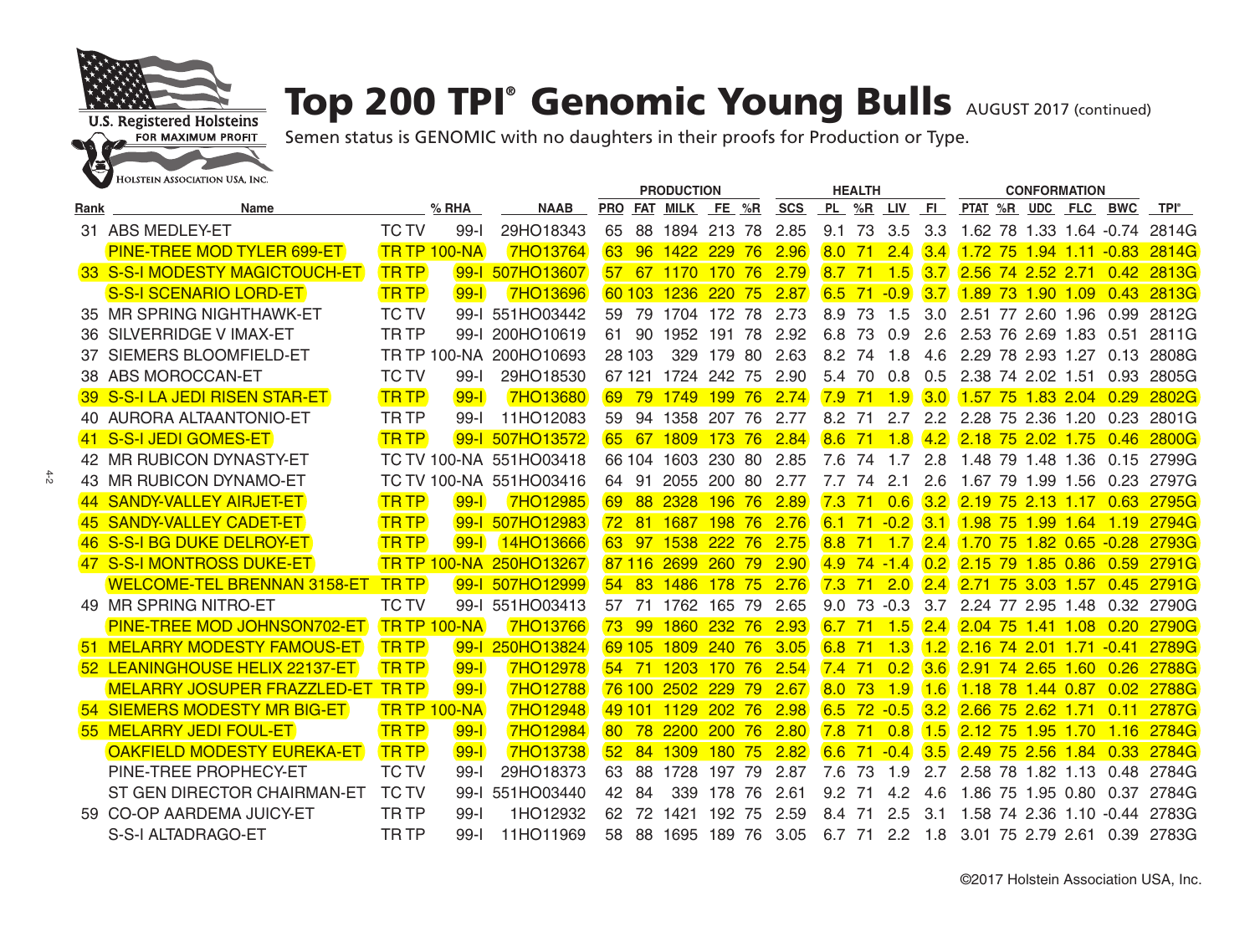# Top 200 TPI® Genomic Young Bulls AUGUST 2017 (continued)

Semen status is GENOMIC with no daughters in their proofs for Production or Type.

| | | | | | PRODUCTION | | | | | | HEALTH | | | | | CONFORMATION | | | | | |
|---|---|---|---|---|---|---|---|---|---|---|---|---|---|---|---|---|---|---|---|---|---|
| Rank | Name | | % RHA | NAAB | PRO | FAT | MILK | FE | %R | SCS | PL | %R | LIV | FI | PTAT | %R | UDC | FLC | BWC | TPI® |
| 31 | ABS MEDLEY-ET | TC TV | 99-I | 29HO18343 | 65 | 88 | 1894 | 213 | 78 | 2.85 | 9.1 | 73 | 3.5 | 3.3 | 1.62 | 78 | 1.33 | 1.64 | -0.74 | 2814G |
| | PINE-TREE MOD TYLER 699-ET | TR TP | 100-NA | 7HO13764 | 63 | 96 | 1422 | 229 | 76 | 2.96 | 8.0 | 71 | 2.4 | 3.4 | 1.72 | 75 | 1.94 | 1.11 | -0.83 | 2814G |
| 33 | S-S-I MODESTY MAGICTOUCH-ET | TR TP | 99-I | 507HO13607 | 57 | 67 | 1170 | 170 | 76 | 2.79 | 8.7 | 71 | 1.5 | 3.7 | 2.56 | 74 | 2.52 | 2.71 | 0.42 | 2813G |
| | S-S-I SCENARIO LORD-ET | TR TP | 99-I | 7HO13696 | 60 | 103 | 1236 | 220 | 75 | 2.87 | 6.5 | 71 | -0.9 | 3.7 | 1.89 | 73 | 1.90 | 1.09 | 0.43 | 2813G |
| 35 | MR SPRING NIGHTHAWK-ET | TC TV | 99-I | 551HO03442 | 59 | 79 | 1704 | 172 | 78 | 2.73 | 8.9 | 73 | 1.5 | 3.0 | 2.51 | 77 | 2.60 | 1.96 | 0.99 | 2812G |
| 36 | SILVERRIDGE V IMAX-ET | TR TP | 99-I | 200HO10619 | 61 | 90 | 1952 | 191 | 78 | 2.92 | 6.8 | 73 | 0.9 | 2.6 | 2.53 | 76 | 2.69 | 1.83 | 0.51 | 2811G |
| 37 | SIEMERS BLOOMFIELD-ET | TR TP | 100-NA | 200HO10693 | 28 | 103 | 329 | 179 | 80 | 2.63 | 8.2 | 74 | 1.8 | 4.6 | 2.29 | 78 | 2.93 | 1.27 | 0.13 | 2808G |
| 38 | ABS MOROCCAN-ET | TC TV | 99-I | 29HO18530 | 67 | 121 | 1724 | 242 | 75 | 2.90 | 5.4 | 70 | 0.8 | 0.5 | 2.38 | 74 | 2.02 | 1.51 | 0.93 | 2805G |
| 39 | S-S-I LA JEDI RISEN STAR-ET | TR TP | 99-I | 7HO13680 | 69 | 79 | 1749 | 199 | 76 | 2.74 | 7.9 | 71 | 1.9 | 3.0 | 1.57 | 75 | 1.83 | 2.04 | 0.29 | 2802G |
| 40 | AURORA ALTAANTONIO-ET | TR TP | 99-I | 11HO12083 | 59 | 94 | 1358 | 207 | 76 | 2.77 | 8.2 | 71 | 2.7 | 2.2 | 2.28 | 75 | 2.36 | 1.20 | 0.23 | 2801G |
| 41 | S-S-I JEDI GOMES-ET | TR TP | 99-I | 507HO13572 | 65 | 67 | 1809 | 173 | 76 | 2.84 | 8.6 | 71 | 1.8 | 4.2 | 2.18 | 75 | 2.02 | 1.75 | 0.46 | 2800G |
| 42 | MR RUBICON DYNASTY-ET | TC TV | 100-NA | 551HO03418 | 66 | 104 | 1603 | 230 | 80 | 2.85 | 7.6 | 74 | 1.7 | 2.8 | 1.48 | 79 | 1.48 | 1.36 | 0.15 | 2799G |
| 43 | MR RUBICON DYNAMO-ET | TC TV | 100-NA | 551HO03416 | 64 | 91 | 2055 | 200 | 80 | 2.77 | 7.7 | 74 | 2.1 | 2.6 | 1.67 | 79 | 1.99 | 1.56 | 0.23 | 2797G |
| 44 | SANDY-VALLEY AIRJET-ET | TR TP | 99-I | 7HO12985 | 69 | 88 | 2328 | 196 | 76 | 2.89 | 7.3 | 71 | 0.6 | 3.2 | 2.19 | 75 | 2.13 | 1.17 | 0.63 | 2795G |
| 45 | SANDY-VALLEY CADET-ET | TR TP | 99-I | 507HO12983 | 72 | 81 | 1687 | 198 | 76 | 2.76 | 6.1 | 71 | -0.2 | 3.1 | 1.98 | 75 | 1.99 | 1.64 | 1.19 | 2794G |
| 46 | S-S-I BG DUKE DELROY-ET | TR TP | 99-I | 14HO13666 | 63 | 97 | 1538 | 222 | 76 | 2.75 | 8.8 | 71 | 1.7 | 2.4 | 1.70 | 75 | 1.82 | 0.65 | -0.28 | 2793G |
| 47 | S-S-I MONTROSS DUKE-ET | TR TP | 100-NA | 250HO13267 | 87 | 116 | 2699 | 260 | 79 | 2.90 | 4.9 | 74 | -1.4 | 0.2 | 2.15 | 79 | 1.85 | 0.86 | 0.59 | 2791G |
| | WELCOME-TEL BRENNAN 3158-ET | TR TP | 99-I | 507HO12999 | 54 | 83 | 1486 | 178 | 75 | 2.76 | 7.3 | 71 | 2.0 | 2.4 | 2.71 | 75 | 3.03 | 1.57 | 0.45 | 2791G |
| 49 | MR SPRING NITRO-ET | TC TV | 99-I | 551HO03413 | 57 | 71 | 1762 | 165 | 79 | 2.65 | 9.0 | 73 | -0.3 | 3.7 | 2.24 | 77 | 2.95 | 1.48 | 0.32 | 2790G |
| | PINE-TREE MOD JOHNSON702-ET | TR TP | 100-NA | 7HO13766 | 73 | 99 | 1860 | 232 | 76 | 2.93 | 6.7 | 71 | 1.5 | 2.4 | 2.04 | 75 | 1.41 | 1.08 | 0.20 | 2790G |
| 51 | MELARRY MODESTY FAMOUS-ET | TR TP | 99-I | 250HO13824 | 69 | 105 | 1809 | 240 | 76 | 3.05 | 6.8 | 71 | 1.3 | 1.2 | 2.16 | 74 | 2.01 | 1.71 | -0.41 | 2789G |
| 52 | LEANINGHOUSE HELIX 22137-ET | TR TP | 99-I | 7HO12978 | 54 | 71 | 1203 | 170 | 76 | 2.54 | 7.4 | 71 | 0.2 | 3.6 | 2.91 | 74 | 2.65 | 1.60 | 0.26 | 2788G |
| | MELARRY JOSUPER FRAZZLED-ET | TR TP | 99-I | 7HO12788 | 76 | 100 | 2502 | 229 | 79 | 2.67 | 8.0 | 73 | 1.9 | 1.6 | 1.18 | 78 | 1.44 | 0.87 | 0.02 | 2788G |
| 54 | SIEMERS MODESTY MR BIG-ET | TR TP | 100-NA | 7HO12948 | 49 | 101 | 1129 | 202 | 76 | 2.98 | 6.5 | 72 | -0.5 | 3.2 | 2.66 | 75 | 2.62 | 1.71 | 0.11 | 2787G |
| 55 | MELARRY JEDI FOUL-ET | TR TP | 99-I | 7HO12984 | 80 | 78 | 2200 | 200 | 76 | 2.80 | 7.8 | 71 | 0.8 | 1.5 | 2.12 | 75 | 1.95 | 1.70 | 1.16 | 2784G |
| | OAKFIELD MODESTY EUREKA-ET | TR TP | 99-I | 7HO13738 | 52 | 84 | 1309 | 180 | 75 | 2.82 | 6.6 | 71 | -0.4 | 3.5 | 2.49 | 75 | 2.56 | 1.84 | 0.33 | 2784G |
| | PINE-TREE PROPHECY-ET | TC TV | 99-I | 29HO18373 | 63 | 88 | 1728 | 197 | 79 | 2.87 | 7.6 | 73 | 1.9 | 2.7 | 2.58 | 78 | 1.82 | 1.13 | 0.48 | 2784G |
| | ST GEN DIRECTOR CHAIRMAN-ET | TC TV | 99-I | 551HO03440 | 42 | 84 | 339 | 178 | 76 | 2.61 | 9.2 | 71 | 4.2 | 4.6 | 1.86 | 75 | 1.95 | 0.80 | 0.37 | 2784G |
| 59 | CO-OP AARDEMA JUICY-ET | TR TP | 99-I | 1HO12932 | 62 | 72 | 1421 | 192 | 75 | 2.59 | 8.4 | 71 | 2.5 | 3.1 | 1.58 | 74 | 2.36 | 1.10 | -0.44 | 2783G |
| | S-S-I ALTADRAGO-ET | TR TP | 99-I | 11HO11969 | 58 | 88 | 1695 | 189 | 76 | 3.05 | 6.7 | 71 | 2.2 | 1.8 | 3.01 | 75 | 2.79 | 2.61 | 0.39 | 2783G |

©2017 Holstein Association USA, Inc.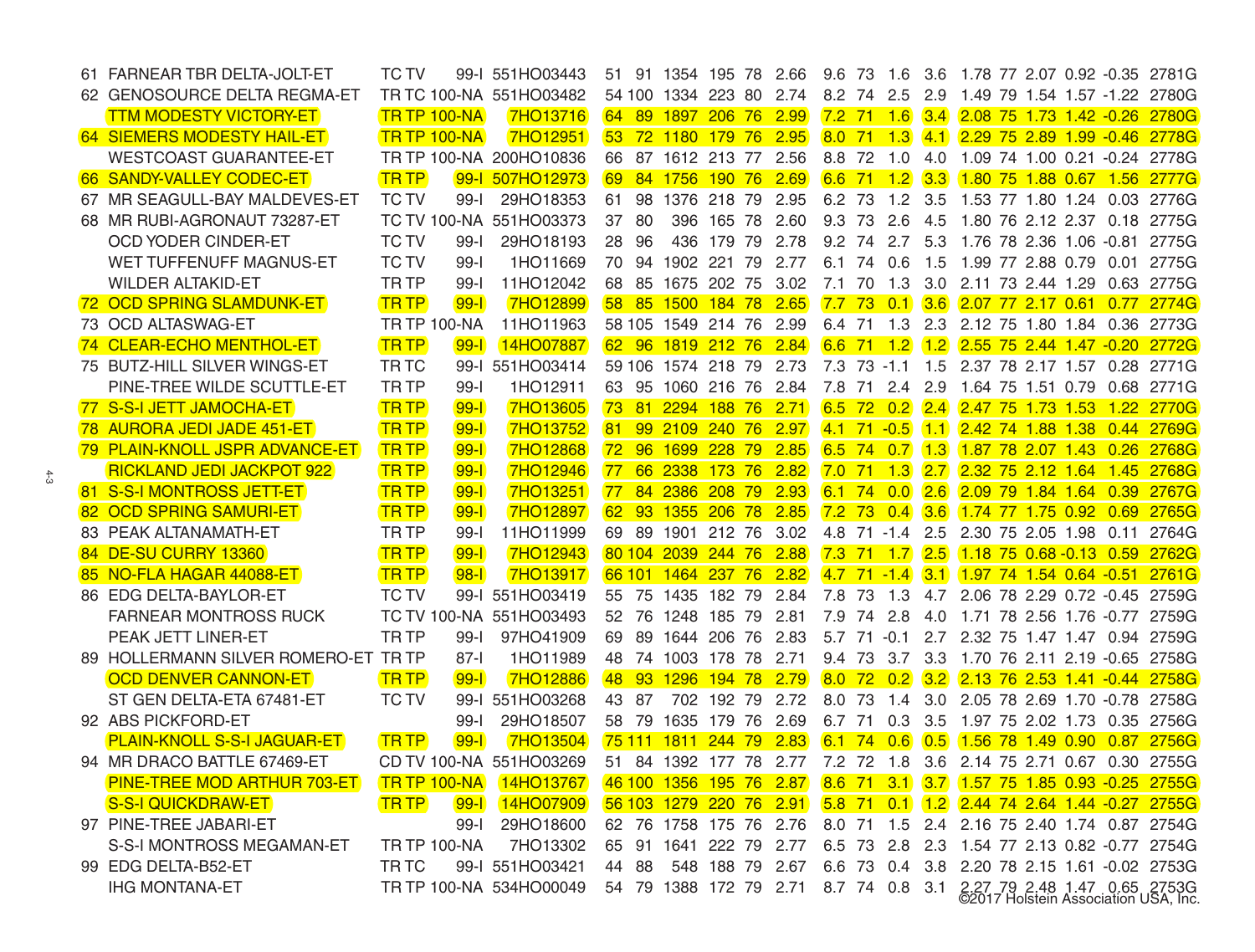| Rank | Name | Codes | | Reg/ID | | | | | | | | | | | | | | | | | |
|---|---|---|---|---|---|---|---|---|---|---|---|---|---|---|---|---|---|---|---|---|---|
| 61 | FARNEAR TBR DELTA-JOLT-ET | TC TV | 99-I | 551HO03443 | 51 | 91 | 1354 | 195 | 78 | 2.66 | 9.6 | 73 | 1.6 | 3.6 | 1.78 | 77 | 2.07 | 0.92 | -0.35 | 2781G |
| 62 | GENOSOURCE DELTA REGMA-ET | TR TC | 100-NA | 551HO03482 | 54 | 100 | 1334 | 223 | 80 | 2.74 | 8.2 | 74 | 2.5 | 2.9 | 1.49 | 79 | 1.54 | 1.57 | -1.22 | 2780G |
| | TTM MODESTY VICTORY-ET | TR TP | 100-NA | 7HO13716 | 64 | 89 | 1897 | 206 | 76 | 2.99 | 7.2 | 71 | 1.6 | 3.4 | 2.08 | 75 | 1.73 | 1.42 | -0.26 | 2780G |
| 64 | SIEMERS MODESTY HAIL-ET | TR TP | 100-NA | 7HO12951 | 53 | 72 | 1180 | 179 | 76 | 2.95 | 8.0 | 71 | 1.3 | 4.1 | 2.29 | 75 | 2.89 | 1.99 | -0.46 | 2778G |
| | WESTCOAST GUARANTEE-ET | TR TP | 100-NA | 200HO10836 | 66 | 87 | 1612 | 213 | 77 | 2.56 | 8.8 | 72 | 1.0 | 4.0 | 1.09 | 74 | 1.00 | 0.21 | -0.24 | 2778G |
| 66 | SANDY-VALLEY CODEC-ET | TR TP | 99-I | 507HO12973 | 69 | 84 | 1756 | 190 | 76 | 2.69 | 6.6 | 71 | 1.2 | 3.3 | 1.80 | 75 | 1.88 | 0.67 | 1.56 | 2777G |
| 67 | MR SEAGULL-BAY MALDEVES-ET | TC TV | 99-I | 29HO18353 | 61 | 98 | 1376 | 218 | 79 | 2.95 | 6.2 | 73 | 1.2 | 3.5 | 1.53 | 77 | 1.80 | 1.24 | 0.03 | 2776G |
| 68 | MR RUBI-AGRONAUT 73287-ET | TC TV | 100-NA | 551HO03373 | 37 | 80 | 396 | 165 | 78 | 2.60 | 9.3 | 73 | 2.6 | 4.5 | 1.80 | 76 | 2.12 | 2.37 | 0.18 | 2775G |
| | OCD YODER CINDER-ET | TC TV | 99-I | 29HO18193 | 28 | 96 | 436 | 179 | 79 | 2.78 | 9.2 | 74 | 2.7 | 5.3 | 1.76 | 78 | 2.36 | 1.06 | -0.81 | 2775G |
| | WET TUFFENUFF MAGNUS-ET | TC TV | 99-I | 1HO11669 | 70 | 94 | 1902 | 221 | 79 | 2.77 | 6.1 | 74 | 0.6 | 1.5 | 1.99 | 77 | 2.88 | 0.79 | 0.01 | 2775G |
| | WILDER ALTAKID-ET | TR TP | 99-I | 11HO12042 | 68 | 85 | 1675 | 202 | 75 | 3.02 | 7.1 | 70 | 1.3 | 3.0 | 2.11 | 73 | 2.44 | 1.29 | 0.63 | 2775G |
| 72 | OCD SPRING SLAMDUNK-ET | TR TP | 99-I | 7HO12899 | 58 | 85 | 1500 | 184 | 78 | 2.65 | 7.7 | 73 | 0.1 | 3.6 | 2.07 | 77 | 2.17 | 0.61 | 0.77 | 2774G |
| 73 | OCD ALTASWAG-ET | TR TP | 100-NA | 11HO11963 | 58 | 105 | 1549 | 214 | 76 | 2.99 | 6.4 | 71 | 1.3 | 2.3 | 2.12 | 75 | 1.80 | 1.84 | 0.36 | 2773G |
| 74 | CLEAR-ECHO MENTHOL-ET | TR TP | 99-I | 14HO07887 | 62 | 96 | 1819 | 212 | 76 | 2.84 | 6.6 | 71 | 1.2 | 1.2 | 2.55 | 75 | 2.44 | 1.47 | -0.20 | 2772G |
| 75 | BUTZ-HILL SILVER WINGS-ET | TR TC | 99-I | 551HO03414 | 59 | 106 | 1574 | 218 | 79 | 2.73 | 7.3 | 73 | -1.1 | 1.5 | 2.37 | 78 | 2.17 | 1.57 | 0.28 | 2771G |
| | PINE-TREE WILDE SCUTTLE-ET | TR TP | 99-I | 1HO12911 | 63 | 95 | 1060 | 216 | 76 | 2.84 | 7.8 | 71 | 2.4 | 2.9 | 1.64 | 75 | 1.51 | 0.79 | 0.68 | 2771G |
| 77 | S-S-I JETT JAMOCHA-ET | TR TP | 99-I | 7HO13605 | 73 | 81 | 2294 | 188 | 76 | 2.71 | 6.5 | 72 | 0.2 | 2.4 | 2.47 | 75 | 1.73 | 1.53 | 1.22 | 2770G |
| 78 | AURORA JEDI JADE 451-ET | TR TP | 99-I | 7HO13752 | 81 | 99 | 2109 | 240 | 76 | 2.97 | 4.1 | 71 | -0.5 | 1.1 | 2.42 | 74 | 1.88 | 1.38 | 0.44 | 2769G |
| 79 | PLAIN-KNOLL JSPR ADVANCE-ET | TR TP | 99-I | 7HO12868 | 72 | 96 | 1699 | 228 | 79 | 2.85 | 6.5 | 74 | 0.7 | 1.3 | 1.87 | 78 | 2.07 | 1.43 | 0.26 | 2768G |
| | RICKLAND JEDI JACKPOT 922 | TR TP | 99-I | 7HO12946 | 77 | 66 | 2338 | 173 | 76 | 2.82 | 7.0 | 71 | 1.3 | 2.7 | 2.32 | 75 | 2.12 | 1.64 | 1.45 | 2768G |
| 81 | S-S-I MONTROSS JETT-ET | TR TP | 99-I | 7HO13251 | 77 | 84 | 2386 | 208 | 79 | 2.93 | 6.1 | 74 | 0.0 | 2.6 | 2.09 | 79 | 1.84 | 1.64 | 0.39 | 2767G |
| 82 | OCD SPRING SAMURI-ET | TR TP | 99-I | 7HO12897 | 62 | 93 | 1355 | 206 | 78 | 2.85 | 7.2 | 73 | 0.4 | 3.6 | 1.74 | 77 | 1.75 | 0.92 | 0.69 | 2765G |
| 83 | PEAK ALTANAMATH-ET | TR TP | 99-I | 11HO11999 | 69 | 89 | 1901 | 212 | 76 | 3.02 | 4.8 | 71 | -1.4 | 2.5 | 2.30 | 75 | 2.05 | 1.98 | 0.11 | 2764G |
| 84 | DE-SU CURRY 13360 | TR TP | 99-I | 7HO12943 | 80 | 104 | 2039 | 244 | 76 | 2.88 | 7.3 | 71 | 1.7 | 2.5 | 1.18 | 75 | 0.68 | -0.13 | 0.59 | 2762G |
| 85 | NO-FLA HAGAR 44088-ET | TR TP | 98-I | 7HO13917 | 66 | 101 | 1464 | 237 | 76 | 2.82 | 4.7 | 71 | -1.4 | 3.1 | 1.97 | 74 | 1.54 | 0.64 | -0.51 | 2761G |
| 86 | EDG DELTA-BAYLOR-ET | TC TV | 99-I | 551HO03419 | 55 | 75 | 1435 | 182 | 79 | 2.84 | 7.8 | 73 | 1.3 | 4.7 | 2.06 | 78 | 2.29 | 0.72 | -0.45 | 2759G |
| | FARNEAR MONTROSS RUCK | TC TV | 100-NA | 551HO03493 | 52 | 76 | 1248 | 185 | 79 | 2.81 | 7.9 | 74 | 2.8 | 4.0 | 1.71 | 78 | 2.56 | 1.76 | -0.77 | 2759G |
| | PEAK JETT LINER-ET | TR TP | 99-I | 97HO41909 | 69 | 89 | 1644 | 206 | 76 | 2.83 | 5.7 | 71 | -0.1 | 2.7 | 2.32 | 75 | 1.47 | 1.47 | 0.94 | 2759G |
| 89 | HOLLERMANN SILVER ROMERO-ET | TR TP | 87-I | 1HO11989 | 48 | 74 | 1003 | 178 | 78 | 2.71 | 9.4 | 73 | 3.7 | 3.3 | 1.70 | 76 | 2.11 | 2.19 | -0.65 | 2758G |
| | OCD DENVER CANNON-ET | TR TP | 99-I | 7HO12886 | 48 | 93 | 1296 | 194 | 78 | 2.79 | 8.0 | 72 | 0.2 | 3.2 | 2.13 | 76 | 2.53 | 1.41 | -0.44 | 2758G |
| | ST GEN DELTA-ETA 67481-ET | TC TV | 99-I | 551HO03268 | 43 | 87 | 702 | 192 | 79 | 2.72 | 8.0 | 73 | 1.4 | 3.0 | 2.05 | 78 | 2.69 | 1.70 | -0.78 | 2758G |
| 92 | ABS PICKFORD-ET | | 99-I | 29HO18507 | 58 | 79 | 1635 | 179 | 76 | 2.69 | 6.7 | 71 | 0.3 | 3.5 | 1.97 | 75 | 2.02 | 1.73 | 0.35 | 2756G |
| | PLAIN-KNOLL S-S-I JAGUAR-ET | TR TP | 99-I | 7HO13504 | 75 | 111 | 1811 | 244 | 79 | 2.83 | 6.1 | 74 | 0.6 | 0.5 | 1.56 | 78 | 1.49 | 0.90 | 0.87 | 2756G |
| 94 | MR DRACO BATTLE 67469-ET | CD TV | 100-NA | 551HO03269 | 51 | 84 | 1392 | 177 | 78 | 2.77 | 7.2 | 72 | 1.8 | 3.6 | 2.14 | 75 | 2.71 | 0.67 | 0.30 | 2755G |
| | PINE-TREE MOD ARTHUR 703-ET | TR TP | 100-NA | 14HO13767 | 46 | 100 | 1356 | 195 | 76 | 2.87 | 8.6 | 71 | 3.1 | 3.7 | 1.57 | 75 | 1.85 | 0.93 | -0.25 | 2755G |
| | S-S-I QUICKDRAW-ET | TR TP | 99-I | 14HO07909 | 56 | 103 | 1279 | 220 | 76 | 2.91 | 5.8 | 71 | 0.1 | 1.2 | 2.44 | 74 | 2.64 | 1.44 | -0.27 | 2755G |
| 97 | PINE-TREE JABARI-ET | | 99-I | 29HO18600 | 62 | 76 | 1758 | 175 | 76 | 2.76 | 8.0 | 71 | 1.5 | 2.4 | 2.16 | 75 | 2.40 | 1.74 | 0.87 | 2754G |
| | S-S-I MONTROSS MEGAMAN-ET | TR TP | 100-NA | 7HO13302 | 65 | 91 | 1641 | 222 | 79 | 2.77 | 6.5 | 73 | 2.8 | 2.3 | 1.54 | 77 | 2.13 | 0.82 | -0.77 | 2754G |
| 99 | EDG DELTA-B52-ET | TR TC | 99-I | 551HO03421 | 44 | 88 | 548 | 188 | 79 | 2.67 | 6.6 | 73 | 0.4 | 3.8 | 2.20 | 78 | 2.15 | 1.61 | -0.02 | 2753G |
| | IHG MONTANA-ET | TR TP | 100-NA | 534HO00049 | 54 | 79 | 1388 | 172 | 79 | 2.71 | 8.7 | 74 | 0.8 | 3.1 | 2.27 | 79 | 2.48 | 1.47 | 0.65 | 2753G |

©2017 Holstein Association USA, Inc.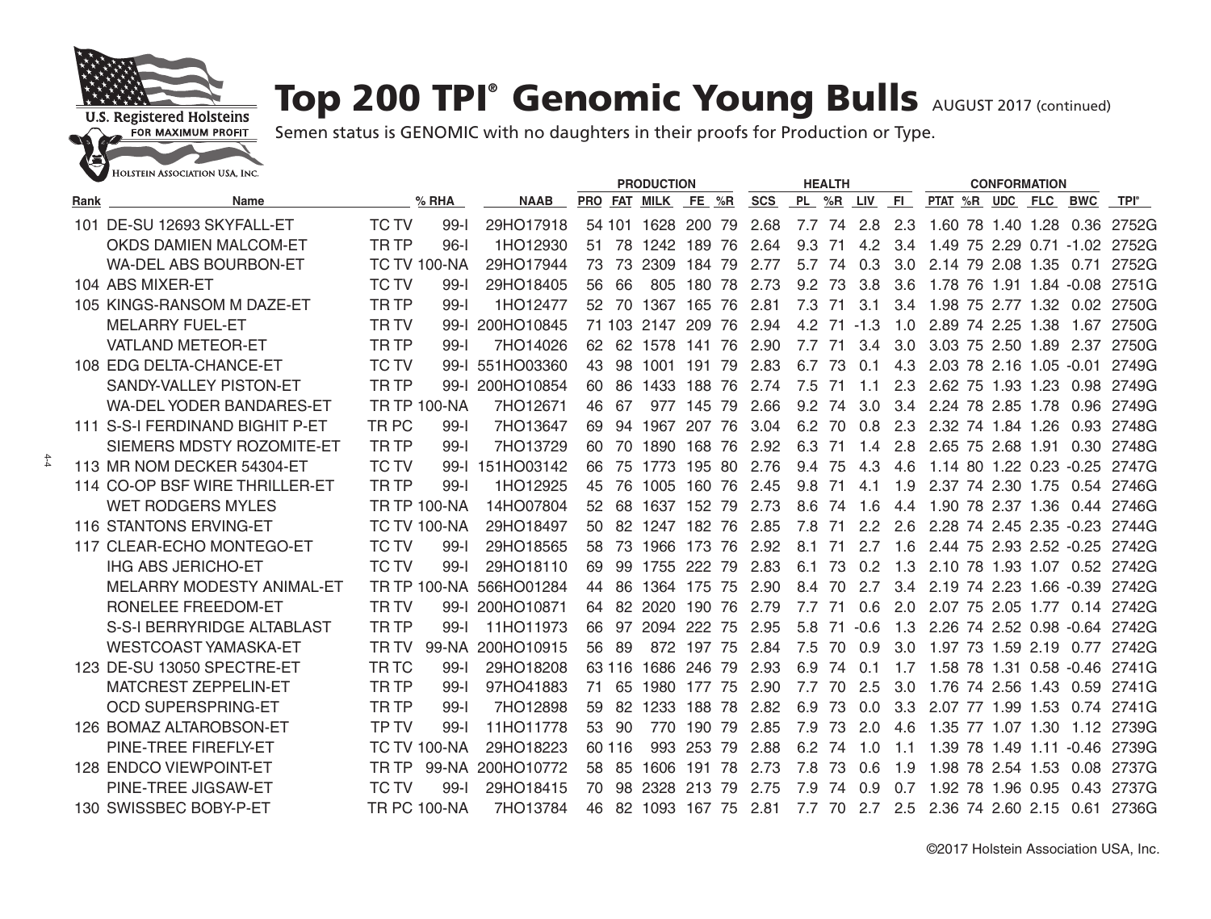# Top 200 TPI® Genomic Young Bulls AUGUST 2017 (continued)

Semen status is GENOMIC with no daughters in their proofs for Production or Type.

| Rank | Name | % RHA | | NAAB | PRODUCTION PRO | FAT | MILK | FE | %R | SCS | HEALTH PL | %R | LIV | FI | CONFORMATION PTAT | %R | UDC | FLC | BWC | TPI® |
|---|---|---|---|---|---|---|---|---|---|---|---|---|---|---|---|---|---|---|---|---|
| 101 | DE-SU 12693 SKYFALL-ET | TC TV | 99-I | 29HO17918 | 54 | 101 | 1628 | 200 | 79 | 2.68 | 7.7 | 74 | 2.8 | 2.3 | 1.60 | 78 | 1.40 | 1.28 | 0.36 | 2752G |
| | OKDS DAMIEN MALCOM-ET | TR TP | 96-I | 1HO12930 | 51 | 78 | 1242 | 189 | 76 | 2.64 | 9.3 | 71 | 4.2 | 3.4 | 1.49 | 75 | 2.29 | 0.71 | -1.02 | 2752G |
| | WA-DEL ABS BOURBON-ET | TC TV | 100-NA | 29HO17944 | 73 | 73 | 2309 | 184 | 79 | 2.77 | 5.7 | 74 | 0.3 | 3.0 | 2.14 | 79 | 2.08 | 1.35 | 0.71 | 2752G |
| 104 | ABS MIXER-ET | TC TV | 99-I | 29HO18405 | 56 | 66 | 805 | 180 | 78 | 2.73 | 9.2 | 73 | 3.8 | 3.6 | 1.78 | 76 | 1.91 | 1.84 | -0.08 | 2751G |
| 105 | KINGS-RANSOM M DAZE-ET | TR TP | 99-I | 1HO12477 | 52 | 70 | 1367 | 165 | 76 | 2.81 | 7.3 | 71 | 3.1 | 3.4 | 1.98 | 75 | 2.77 | 1.32 | 0.02 | 2750G |
| | MELARRY FUEL-ET | TR TV | 99-I | 200HO10845 | 71 | 103 | 2147 | 209 | 76 | 2.94 | 4.2 | 71 | -1.3 | 1.0 | 2.89 | 74 | 2.25 | 1.38 | 1.67 | 2750G |
| | VATLAND METEOR-ET | TR TP | 99-I | 7HO14026 | 62 | 62 | 1578 | 141 | 76 | 2.90 | 7.7 | 71 | 3.4 | 3.0 | 3.03 | 75 | 2.50 | 1.89 | 2.37 | 2750G |
| 108 | EDG DELTA-CHANCE-ET | TC TV | 99-I | 551HO03360 | 43 | 98 | 1001 | 191 | 79 | 2.83 | 6.7 | 73 | 0.1 | 4.3 | 2.03 | 78 | 2.16 | 1.05 | -0.01 | 2749G |
| | SANDY-VALLEY PISTON-ET | TR TP | 99-I | 200HO10854 | 60 | 86 | 1433 | 188 | 76 | 2.74 | 7.5 | 71 | 1.1 | 2.3 | 2.62 | 75 | 1.93 | 1.23 | 0.98 | 2749G |
| | WA-DEL YODER BANDARES-ET | TR TP | 100-NA | 7HO12671 | 46 | 67 | 977 | 145 | 79 | 2.66 | 9.2 | 74 | 3.0 | 3.4 | 2.24 | 78 | 2.85 | 1.78 | 0.96 | 2749G |
| 111 | S-S-I FERDINAND BIGHIT P-ET | TR PC | 99-I | 7HO13647 | 69 | 94 | 1967 | 207 | 76 | 3.04 | 6.2 | 70 | 0.8 | 2.3 | 2.32 | 74 | 1.84 | 1.26 | 0.93 | 2748G |
| | SIEMERS MDSTY ROZOMITE-ET | TR TP | 99-I | 7HO13729 | 60 | 70 | 1890 | 168 | 76 | 2.92 | 6.3 | 71 | 1.4 | 2.8 | 2.65 | 75 | 2.68 | 1.91 | 0.30 | 2748G |
| 113 | MR NOM DECKER 54304-ET | TC TV | 99-I | 151HO03142 | 66 | 75 | 1773 | 195 | 80 | 2.76 | 9.4 | 75 | 4.3 | 4.6 | 1.14 | 80 | 1.22 | 0.23 | -0.25 | 2747G |
| 114 | CO-OP BSF WIRE THRILLER-ET | TR TP | 99-I | 1HO12925 | 45 | 76 | 1005 | 160 | 76 | 2.45 | 9.8 | 71 | 4.1 | 1.9 | 2.37 | 74 | 2.30 | 1.75 | 0.54 | 2746G |
| | WET RODGERS MYLES | TR TP | 100-NA | 14HO07804 | 52 | 68 | 1637 | 152 | 79 | 2.73 | 8.6 | 74 | 1.6 | 4.4 | 1.90 | 78 | 2.37 | 1.36 | 0.44 | 2746G |
| 116 | STANTONS ERVING-ET | TC TV | 100-NA | 29HO18497 | 50 | 82 | 1247 | 182 | 76 | 2.85 | 7.8 | 71 | 2.2 | 2.6 | 2.28 | 74 | 2.45 | 2.35 | -0.23 | 2744G |
| 117 | CLEAR-ECHO MONTEGO-ET | TC TV | 99-I | 29HO18565 | 58 | 73 | 1966 | 173 | 76 | 2.92 | 8.1 | 71 | 2.7 | 1.6 | 2.44 | 75 | 2.93 | 2.52 | -0.25 | 2742G |
| | IHG ABS JERICHO-ET | TC TV | 99-I | 29HO18110 | 69 | 99 | 1755 | 222 | 79 | 2.83 | 6.1 | 73 | 0.2 | 1.3 | 2.10 | 78 | 1.93 | 1.07 | 0.52 | 2742G |
| | MELARRY MODESTY ANIMAL-ET | TR TP | 100-NA | 566HO01284 | 44 | 86 | 1364 | 175 | 75 | 2.90 | 8.4 | 70 | 2.7 | 3.4 | 2.19 | 74 | 2.23 | 1.66 | -0.39 | 2742G |
| | RONELEE FREEDOM-ET | TR TV | 99-I | 200HO10871 | 64 | 82 | 2020 | 190 | 76 | 2.79 | 7.7 | 71 | 0.6 | 2.0 | 2.07 | 75 | 2.05 | 1.77 | 0.14 | 2742G |
| | S-S-I BERRYRIDGE ALTABLAST | TR TP | 99-I | 11HO11973 | 66 | 97 | 2094 | 222 | 75 | 2.95 | 5.8 | 71 | -0.6 | 1.3 | 2.26 | 74 | 2.52 | 0.98 | -0.64 | 2742G |
| | WESTCOAST YAMASKA-ET | TR TV | 99-NA | 200HO10915 | 56 | 89 | 872 | 197 | 75 | 2.84 | 7.5 | 70 | 0.9 | 3.0 | 1.97 | 73 | 1.59 | 2.19 | 0.77 | 2742G |
| 123 | DE-SU 13050 SPECTRE-ET | TR TC | 99-I | 29HO18208 | 63 | 116 | 1686 | 246 | 79 | 2.93 | 6.9 | 74 | 0.1 | 1.7 | 1.58 | 78 | 1.31 | 0.58 | -0.46 | 2741G |
| | MATCREST ZEPPELIN-ET | TR TP | 99-I | 97HO41883 | 71 | 65 | 1980 | 177 | 75 | 2.90 | 7.7 | 70 | 2.5 | 3.0 | 1.76 | 74 | 2.56 | 1.43 | 0.59 | 2741G |
| | OCD SUPERSPRING-ET | TR TP | 99-I | 7HO12898 | 59 | 82 | 1233 | 188 | 78 | 2.82 | 6.9 | 73 | 0.0 | 3.3 | 2.07 | 77 | 1.99 | 1.53 | 0.74 | 2741G |
| 126 | BOMAZ ALTAROBSON-ET | TP TV | 99-I | 11HO11778 | 53 | 90 | 770 | 190 | 79 | 2.85 | 7.9 | 73 | 2.0 | 4.6 | 1.35 | 77 | 1.07 | 1.30 | 1.12 | 2739G |
| | PINE-TREE FIREFLY-ET | TC TV | 100-NA | 29HO18223 | 60 | 116 | 993 | 253 | 79 | 2.88 | 6.2 | 74 | 1.0 | 1.1 | 1.39 | 78 | 1.49 | 1.11 | -0.46 | 2739G |
| 128 | ENDCO VIEWPOINT-ET | TR TP | 99-NA | 200HO10772 | 58 | 85 | 1606 | 191 | 78 | 2.73 | 7.8 | 73 | 0.6 | 1.9 | 1.98 | 78 | 2.54 | 1.53 | 0.08 | 2737G |
| | PINE-TREE JIGSAW-ET | TC TV | 99-I | 29HO18415 | 70 | 98 | 2328 | 213 | 79 | 2.75 | 7.9 | 74 | 0.9 | 0.7 | 1.92 | 78 | 1.96 | 0.95 | 0.43 | 2737G |
| 130 | SWISSBEC BOBY-P-ET | TR PC | 100-NA | 7HO13784 | 46 | 82 | 1093 | 167 | 75 | 2.81 | 7.7 | 70 | 2.7 | 2.5 | 2.36 | 74 | 2.60 | 2.15 | 0.61 | 2736G |

©2017 Holstein Association USA, Inc.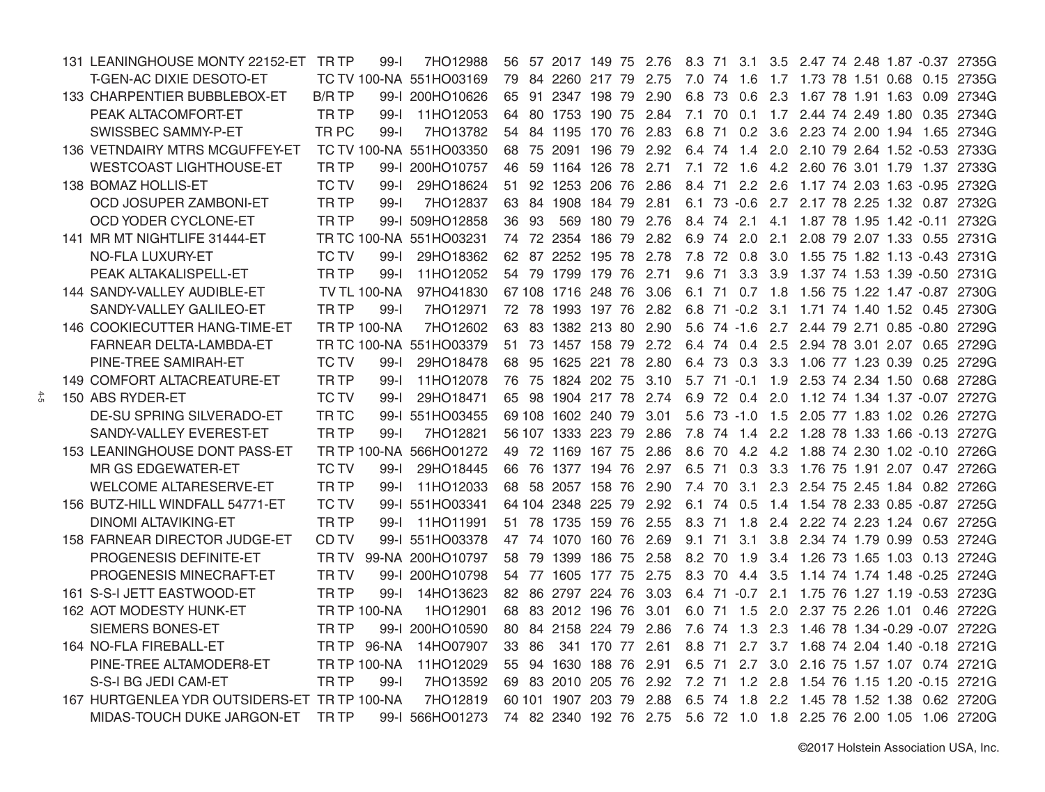| Rank | Name | Haplotypes/Status | % RHA / Rec | NAAB Code | Rel | Herds | PTA Milk | PTA Fat | Rel | PTA Type | PL | Rel | DPR | SCS | Udder | Feet & Legs | UDC | FLC | BWC | TPI |
|---|---|---|---|---|---|---|---|---|---|---|---|---|---|---|---|---|---|---|---|---|
| 131 | LEANINGHOUSE MONTY 22152-ET | TR TP | 99-I | 7HO12988 | 56 | 57 | 2017 | 149 | 75 | 2.76 | 8.3 | 71 | 3.1 | 3.5 | 2.47 | 74 | 2.48 | 1.87 | -0.37 | 2735G |
| | T-GEN-AC DIXIE DESOTO-ET | TC TV | 100-NA | 551HO03169 | 79 | 84 | 2260 | 217 | 79 | 2.75 | 7.0 | 74 | 1.6 | 1.7 | 1.73 | 78 | 1.51 | 0.68 | 0.15 | 2735G |
| 133 | CHARPENTIER BUBBLEBOX-ET | B/R TP | 99-I | 200HO10626 | 65 | 91 | 2347 | 198 | 79 | 2.90 | 6.8 | 73 | 0.6 | 2.3 | 1.67 | 78 | 1.91 | 1.63 | 0.09 | 2734G |
| | PEAK ALTACOMFORT-ET | TR TP | 99-I | 11HO12053 | 64 | 80 | 1753 | 190 | 75 | 2.84 | 7.1 | 70 | 0.1 | 1.7 | 2.44 | 74 | 2.49 | 1.80 | 0.35 | 2734G |
| | SWISSBEC SAMMY-P-ET | TR PC | 99-I | 7HO13782 | 54 | 84 | 1195 | 170 | 76 | 2.83 | 6.8 | 71 | 0.2 | 3.6 | 2.23 | 74 | 2.00 | 1.94 | 1.65 | 2734G |
| 136 | VETNDAIRY MTRS MCGUFFEY-ET | TC TV | 100-NA | 551HO03350 | 68 | 75 | 2091 | 196 | 79 | 2.92 | 6.4 | 74 | 1.4 | 2.0 | 2.10 | 79 | 2.64 | 1.52 | -0.53 | 2733G |
| | WESTCOAST LIGHTHOUSE-ET | TR TP | 99-I | 200HO10757 | 46 | 59 | 1164 | 126 | 78 | 2.71 | 7.1 | 72 | 1.6 | 4.2 | 2.60 | 76 | 3.01 | 1.79 | 1.37 | 2733G |
| 138 | BOMAZ HOLLIS-ET | TC TV | 99-I | 29HO18624 | 51 | 92 | 1253 | 206 | 76 | 2.86 | 8.4 | 71 | 2.2 | 2.6 | 1.17 | 74 | 2.03 | 1.63 | -0.95 | 2732G |
| | OCD JOSUPER ZAMBONI-ET | TR TP | 99-I | 7HO12837 | 63 | 84 | 1908 | 184 | 79 | 2.81 | 6.1 | 73 | -0.6 | 2.7 | 2.17 | 78 | 2.25 | 1.32 | 0.87 | 2732G |
| | OCD YODER CYCLONE-ET | TR TP | 99-I | 509HO12858 | 36 | 93 | 569 | 180 | 79 | 2.76 | 8.4 | 74 | 2.1 | 4.1 | 1.87 | 78 | 1.95 | 1.42 | -0.11 | 2732G |
| 141 | MR MT NIGHTLIFE 31444-ET | TR TC | 100-NA | 551HO03231 | 74 | 72 | 2354 | 186 | 79 | 2.82 | 6.9 | 74 | 2.0 | 2.1 | 2.08 | 79 | 2.07 | 1.33 | 0.55 | 2731G |
| | NO-FLA LUXURY-ET | TC TV | 99-I | 29HO18362 | 62 | 87 | 2252 | 195 | 78 | 2.78 | 7.8 | 72 | 0.8 | 3.0 | 1.55 | 75 | 1.82 | 1.13 | -0.43 | 2731G |
| | PEAK ALTAKALISPELL-ET | TR TP | 99-I | 11HO12052 | 54 | 79 | 1799 | 179 | 76 | 2.71 | 9.6 | 71 | 3.3 | 3.9 | 1.37 | 74 | 1.53 | 1.39 | -0.50 | 2731G |
| 144 | SANDY-VALLEY AUDIBLE-ET | TV TL | 100-NA | 97HO41830 | 67 | 108 | 1716 | 248 | 76 | 3.06 | 6.1 | 71 | 0.7 | 1.8 | 1.56 | 75 | 1.22 | 1.47 | -0.87 | 2730G |
| | SANDY-VALLEY GALILEO-ET | TR TP | 99-I | 7HO12971 | 72 | 78 | 1993 | 197 | 76 | 2.82 | 6.8 | 71 | -0.2 | 3.1 | 1.71 | 74 | 1.40 | 1.52 | 0.45 | 2730G |
| 146 | COOKIECUTTER HANG-TIME-ET | TR TP | 100-NA | 7HO12602 | 63 | 83 | 1382 | 213 | 80 | 2.90 | 5.6 | 74 | -1.6 | 2.7 | 2.44 | 79 | 2.71 | 0.85 | -0.80 | 2729G |
| | FARNEAR DELTA-LAMBDA-ET | TR TC | 100-NA | 551HO03379 | 51 | 73 | 1457 | 158 | 79 | 2.72 | 6.4 | 74 | 0.4 | 2.5 | 2.94 | 78 | 3.01 | 2.07 | 0.65 | 2729G |
| | PINE-TREE SAMIRAH-ET | TC TV | 99-I | 29HO18478 | 68 | 95 | 1625 | 221 | 78 | 2.80 | 6.4 | 73 | 0.3 | 3.3 | 1.06 | 77 | 1.23 | 0.39 | 0.25 | 2729G |
| 149 | COMFORT ALTACREATURE-ET | TR TP | 99-I | 11HO12078 | 76 | 75 | 1824 | 202 | 75 | 3.10 | 5.7 | 71 | -0.1 | 1.9 | 2.53 | 74 | 2.34 | 1.50 | 0.68 | 2728G |
| 150 | ABS RYDER-ET | TC TV | 99-I | 29HO18471 | 65 | 98 | 1904 | 217 | 78 | 2.74 | 6.9 | 72 | 0.4 | 2.0 | 1.12 | 74 | 1.34 | 1.37 | -0.07 | 2727G |
| | DE-SU SPRING SILVERADO-ET | TR TC | 99-I | 551HO03455 | 69 | 108 | 1602 | 240 | 79 | 3.01 | 5.6 | 73 | -1.0 | 1.5 | 2.05 | 77 | 1.83 | 1.02 | 0.26 | 2727G |
| | SANDY-VALLEY EVEREST-ET | TR TP | 99-I | 7HO12821 | 56 | 107 | 1333 | 223 | 79 | 2.86 | 7.8 | 74 | 1.4 | 2.2 | 1.28 | 78 | 1.33 | 1.66 | -0.13 | 2727G |
| 153 | LEANINGHOUSE DONT PASS-ET | TR TP | 100-NA | 566HO01272 | 49 | 72 | 1169 | 167 | 75 | 2.86 | 8.6 | 70 | 4.2 | 4.2 | 1.88 | 74 | 2.30 | 1.02 | -0.10 | 2726G |
| | MR GS EDGEWATER-ET | TC TV | 99-I | 29HO18445 | 66 | 76 | 1377 | 194 | 76 | 2.97 | 6.5 | 71 | 0.3 | 3.3 | 1.76 | 75 | 1.91 | 2.07 | 0.47 | 2726G |
| | WELCOME ALTARESERVE-ET | TR TP | 99-I | 11HO12033 | 68 | 58 | 2057 | 158 | 76 | 2.90 | 7.4 | 70 | 3.1 | 2.3 | 2.54 | 75 | 2.45 | 1.84 | 0.82 | 2726G |
| 156 | BUTZ-HILL WINDFALL 54771-ET | TC TV | 99-I | 551HO03341 | 64 | 104 | 2348 | 225 | 79 | 2.92 | 6.1 | 74 | 0.5 | 1.4 | 1.54 | 78 | 2.33 | 0.85 | -0.87 | 2725G |
| | DINOMI ALTAVIKING-ET | TR TP | 99-I | 11HO11991 | 51 | 78 | 1735 | 159 | 76 | 2.55 | 8.3 | 71 | 1.8 | 2.4 | 2.22 | 74 | 2.23 | 1.24 | 0.67 | 2725G |
| 158 | FARNEAR DIRECTOR JUDGE-ET | CD TV | 99-I | 551HO03378 | 47 | 74 | 1070 | 160 | 76 | 2.69 | 9.1 | 71 | 3.1 | 3.8 | 2.34 | 74 | 1.79 | 0.99 | 0.53 | 2724G |
| | PROGENESIS DEFINITE-ET | TR TV | 99-NA | 200HO10797 | 58 | 79 | 1399 | 186 | 75 | 2.58 | 8.2 | 70 | 1.9 | 3.4 | 1.26 | 73 | 1.65 | 1.03 | 0.13 | 2724G |
| | PROGENESIS MINECRAFT-ET | TR TV | 99-I | 200HO10798 | 54 | 77 | 1605 | 177 | 75 | 2.75 | 8.3 | 70 | 4.4 | 3.5 | 1.14 | 74 | 1.74 | 1.48 | -0.25 | 2724G |
| 161 | S-S-I JETT EASTWOOD-ET | TR TP | 99-I | 14HO13623 | 82 | 86 | 2797 | 224 | 76 | 3.03 | 6.4 | 71 | -0.7 | 2.1 | 1.75 | 76 | 1.27 | 1.19 | -0.53 | 2723G |
| 162 | AOT MODESTY HUNK-ET | TR TP | 100-NA | 1HO12901 | 68 | 83 | 2012 | 196 | 76 | 3.01 | 6.0 | 71 | 1.5 | 2.0 | 2.37 | 75 | 2.26 | 1.01 | 0.46 | 2722G |
| | SIEMERS BONES-ET | TR TP | 99-I | 200HO10590 | 80 | 84 | 2158 | 224 | 79 | 2.86 | 7.6 | 74 | 1.3 | 2.3 | 1.46 | 78 | 1.34 | -0.29 | -0.07 | 2722G |
| 164 | NO-FLA FIREBALL-ET | TR TP | 96-NA | 14HO07907 | 33 | 86 | 341 | 170 | 77 | 2.61 | 8.8 | 71 | 2.7 | 3.7 | 1.68 | 74 | 2.04 | 1.40 | -0.18 | 2721G |
| | PINE-TREE ALTAMODER8-ET | TR TP | 100-NA | 11HO12029 | 55 | 94 | 1630 | 188 | 76 | 2.91 | 6.5 | 71 | 2.7 | 3.0 | 2.16 | 75 | 1.57 | 1.07 | 0.74 | 2721G |
| | S-S-I BG JEDI CAM-ET | TR TP | 99-I | 7HO13592 | 69 | 83 | 2010 | 205 | 76 | 2.92 | 7.2 | 71 | 1.2 | 2.8 | 1.54 | 76 | 1.15 | 1.20 | -0.15 | 2721G |
| 167 | HURTGENLEA YDR OUTSIDERS-ET | TR TP | 100-NA | 7HO12819 | 60 | 101 | 1907 | 203 | 79 | 2.88 | 6.5 | 74 | 1.8 | 2.2 | 1.45 | 78 | 1.52 | 1.38 | 0.62 | 2720G |
| | MIDAS-TOUCH DUKE JARGON-ET | TR TP | 99-I | 566HO01273 | 74 | 82 | 2340 | 192 | 76 | 2.75 | 5.6 | 72 | 1.0 | 1.8 | 2.25 | 76 | 2.00 | 1.05 | 1.06 | 2720G |

©2017 Holstein Association USA, Inc.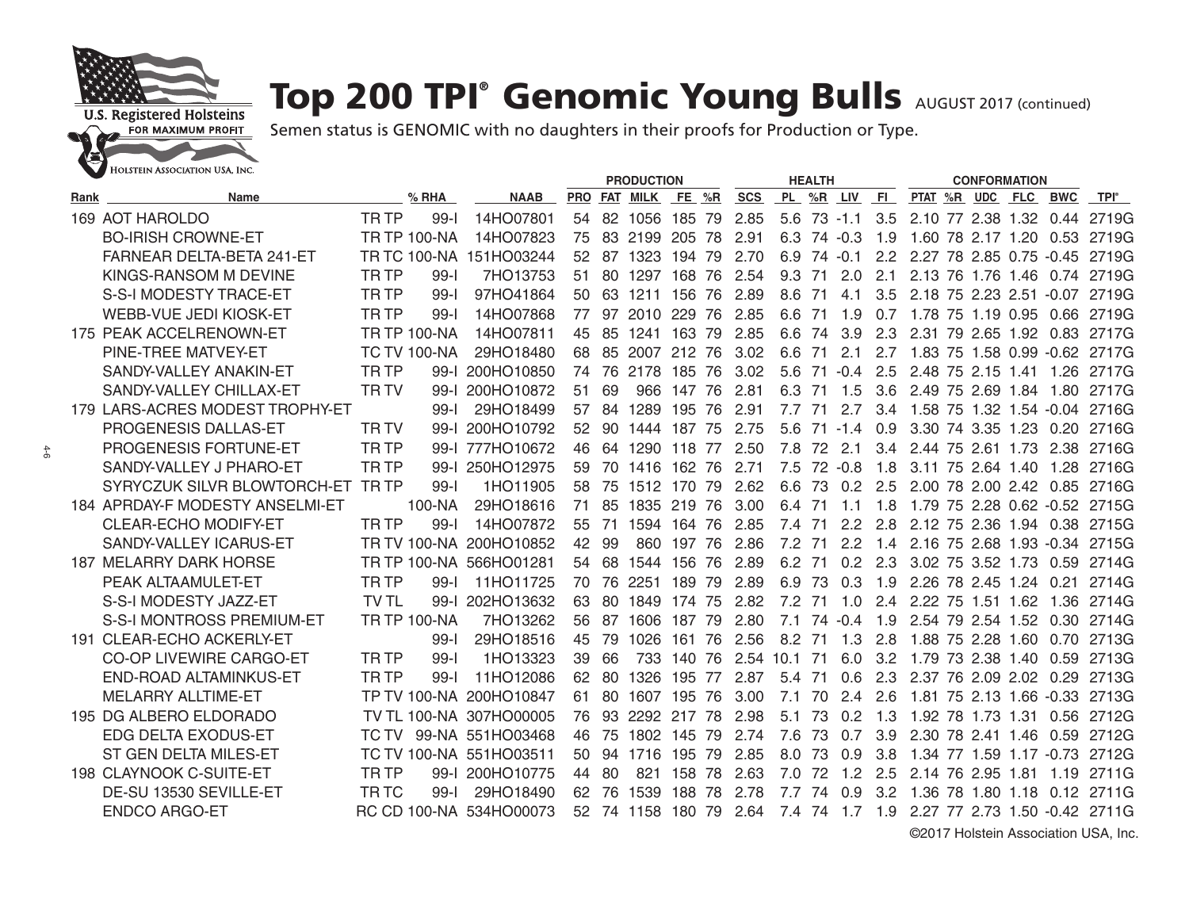# Top 200 TPI® Genomic Young Bulls AUGUST 2017 (continued)

U.S. Registered Holsteins FOR MAXIMUM PROFIT

Holstein Association USA, Inc.

Semen status is GENOMIC with no daughters in their proofs for Production or Type.

| | | | | | PRODUCTION | | | | | HEALTH | | | | | CONFORMATION | | | | | |
|---|---|---|---|---|---|---|---|---|---|---|---|---|---|---|---|---|---|---|---|---|
| Rank | Name | | % RHA | NAAB | PRO | FAT | MILK | FE | %R | SCS | PL | %R | LIV | FI | PTAT | %R | UDC | FLC | BWC | TPI® |
| 169 | AOT HAROLDO | TR TP | 99-I | 14HO07801 | 54 | 82 | 1056 | 185 | 79 | 2.85 | 5.6 | 73 | -1.1 | 3.5 | 2.10 | 77 | 2.38 | 1.32 | 0.44 | 2719G |
| | BO-IRISH CROWNE-ET | TR TP | 100-NA | 14HO07823 | 75 | 83 | 2199 | 205 | 78 | 2.91 | 6.3 | 74 | -0.3 | 1.9 | 1.60 | 78 | 2.17 | 1.20 | 0.53 | 2719G |
| | FARNEAR DELTA-BETA 241-ET | TR TC | 100-NA | 151HO03244 | 52 | 87 | 1323 | 194 | 79 | 2.70 | 6.9 | 74 | -0.1 | 2.2 | 2.27 | 78 | 2.85 | 0.75 | -0.45 | 2719G |
| | KINGS-RANSOM M DEVINE | TR TP | 99-I | 7HO13753 | 51 | 80 | 1297 | 168 | 76 | 2.54 | 9.3 | 71 | 2.0 | 2.1 | 2.13 | 76 | 1.76 | 1.46 | 0.74 | 2719G |
| | S-S-I MODESTY TRACE-ET | TR TP | 99-I | 97HO41864 | 50 | 63 | 1211 | 156 | 76 | 2.89 | 8.6 | 71 | 4.1 | 3.5 | 2.18 | 75 | 2.23 | 2.51 | -0.07 | 2719G |
| | WEBB-VUE JEDI KIOSK-ET | TR TP | 99-I | 14HO07868 | 77 | 97 | 2010 | 229 | 76 | 2.85 | 6.6 | 71 | 1.9 | 0.7 | 1.78 | 75 | 1.19 | 0.95 | 0.66 | 2719G |
| 175 | PEAK ACCELRENOWN-ET | TR TP | 100-NA | 14HO07811 | 45 | 85 | 1241 | 163 | 79 | 2.85 | 6.6 | 74 | 3.9 | 2.3 | 2.31 | 79 | 2.65 | 1.92 | 0.83 | 2717G |
| | PINE-TREE MATVEY-ET | TC TV | 100-NA | 29HO18480 | 68 | 85 | 2007 | 212 | 76 | 3.02 | 6.6 | 71 | 2.1 | 2.7 | 1.83 | 75 | 1.58 | 0.99 | -0.62 | 2717G |
| | SANDY-VALLEY ANAKIN-ET | TR TP | 99-I | 200HO10850 | 74 | 76 | 2178 | 185 | 76 | 3.02 | 5.6 | 71 | -0.4 | 2.5 | 2.48 | 75 | 2.15 | 1.41 | 1.26 | 2717G |
| | SANDY-VALLEY CHILLAX-ET | TR TV | 99-I | 200HO10872 | 51 | 69 | 966 | 147 | 76 | 2.81 | 6.3 | 71 | 1.5 | 3.6 | 2.49 | 75 | 2.69 | 1.84 | 1.80 | 2717G |
| 179 | LARS-ACRES MODEST TROPHY-ET | | 99-I | 29HO18499 | 57 | 84 | 1289 | 195 | 76 | 2.91 | 7.7 | 71 | 2.7 | 3.4 | 1.58 | 75 | 1.32 | 1.54 | -0.04 | 2716G |
| | PROGENESIS DALLAS-ET | TR TV | 99-I | 200HO10792 | 52 | 90 | 1444 | 187 | 75 | 2.75 | 5.6 | 71 | -1.4 | 0.9 | 3.30 | 74 | 3.35 | 1.23 | 0.20 | 2716G |
| | PROGENESIS FORTUNE-ET | TR TP | 99-I | 777HO10672 | 46 | 64 | 1290 | 118 | 77 | 2.50 | 7.8 | 72 | 2.1 | 3.4 | 2.44 | 75 | 2.61 | 1.73 | 2.38 | 2716G |
| | SANDY-VALLEY J PHARO-ET | TR TP | 99-I | 250HO12975 | 59 | 70 | 1416 | 162 | 76 | 2.71 | 7.5 | 72 | -0.8 | 1.8 | 3.11 | 75 | 2.64 | 1.40 | 1.28 | 2716G |
| | SYRYCZUK SILVR BLOWTORCH-ET | TR TP | 99-I | 1HO11905 | 58 | 75 | 1512 | 170 | 79 | 2.62 | 6.6 | 73 | 0.2 | 2.5 | 2.00 | 78 | 2.00 | 2.42 | 0.85 | 2716G |
| 184 | APRDAY-F MODESTY ANSELMI-ET | | 100-NA | 29HO18616 | 71 | 85 | 1835 | 219 | 76 | 3.00 | 6.4 | 71 | 1.1 | 1.8 | 1.79 | 75 | 2.28 | 0.62 | -0.52 | 2715G |
| | CLEAR-ECHO MODIFY-ET | TR TP | 99-I | 14HO07872 | 55 | 71 | 1594 | 164 | 76 | 2.85 | 7.4 | 71 | 2.2 | 2.8 | 2.12 | 75 | 2.36 | 1.94 | 0.38 | 2715G |
| | SANDY-VALLEY ICARUS-ET | TR TV | 100-NA | 200HO10852 | 42 | 99 | 860 | 197 | 76 | 2.86 | 7.2 | 71 | 2.2 | 1.4 | 2.16 | 75 | 2.68 | 1.93 | -0.34 | 2715G |
| 187 | MELARRY DARK HORSE | TR TP | 100-NA | 566HO01281 | 54 | 68 | 1544 | 156 | 76 | 2.89 | 6.2 | 71 | 0.2 | 2.3 | 3.02 | 75 | 3.52 | 1.73 | 0.59 | 2714G |
| | PEAK ALTAAMULET-ET | TR TP | 99-I | 11HO11725 | 70 | 76 | 2251 | 189 | 79 | 2.89 | 6.9 | 73 | 0.3 | 1.9 | 2.26 | 78 | 2.45 | 1.24 | 0.21 | 2714G |
| | S-S-I MODESTY JAZZ-ET | TV TL | 99-I | 202HO13632 | 63 | 80 | 1849 | 174 | 75 | 2.82 | 7.2 | 71 | 1.0 | 2.4 | 2.22 | 75 | 1.51 | 1.62 | 1.36 | 2714G |
| | S-S-I MONTROSS PREMIUM-ET | TR TP | 100-NA | 7HO13262 | 56 | 87 | 1606 | 187 | 79 | 2.80 | 7.1 | 74 | -0.4 | 1.9 | 2.54 | 79 | 2.54 | 1.52 | 0.30 | 2714G |
| 191 | CLEAR-ECHO ACKERLY-ET | | 99-I | 29HO18516 | 45 | 79 | 1026 | 161 | 76 | 2.56 | 8.2 | 71 | 1.3 | 2.8 | 1.88 | 75 | 2.28 | 1.60 | 0.70 | 2713G |
| | CO-OP LIVEWIRE CARGO-ET | TR TP | 99-I | 1HO13323 | 39 | 66 | 733 | 140 | 76 | 2.54 | 10.1 | 71 | 6.0 | 3.2 | 1.79 | 73 | 2.38 | 1.40 | 0.59 | 2713G |
| | END-ROAD ALTAMINKUS-ET | TR TP | 99-I | 11HO12086 | 62 | 80 | 1326 | 195 | 77 | 2.87 | 5.4 | 71 | 0.6 | 2.3 | 2.37 | 76 | 2.09 | 2.02 | 0.29 | 2713G |
| | MELARRY ALLTIME-ET | TP TV | 100-NA | 200HO10847 | 61 | 80 | 1607 | 195 | 76 | 3.00 | 7.1 | 70 | 2.4 | 2.6 | 1.81 | 75 | 2.13 | 1.66 | -0.33 | 2713G |
| 195 | DG ALBERO ELDORADO | TV TL | 100-NA | 307HO00005 | 76 | 93 | 2292 | 217 | 78 | 2.98 | 5.1 | 73 | 0.2 | 1.3 | 1.92 | 78 | 1.73 | 1.31 | 0.56 | 2712G |
| | EDG DELTA EXODUS-ET | TC TV | 99-NA | 551HO03468 | 46 | 75 | 1802 | 145 | 79 | 2.74 | 7.6 | 73 | 0.7 | 3.9 | 2.30 | 78 | 2.41 | 1.46 | 0.59 | 2712G |
| | ST GEN DELTA MILES-ET | TC TV | 100-NA | 551HO03511 | 50 | 94 | 1716 | 195 | 79 | 2.85 | 8.0 | 73 | 0.9 | 3.8 | 1.34 | 77 | 1.59 | 1.17 | -0.73 | 2712G |
| 198 | CLAYNOOK C-SUITE-ET | TR TP | 99-I | 200HO10775 | 44 | 80 | 821 | 158 | 78 | 2.63 | 7.0 | 72 | 1.2 | 2.5 | 2.14 | 76 | 2.95 | 1.81 | 1.19 | 2711G |
| | DE-SU 13530 SEVILLE-ET | TR TC | 99-I | 29HO18490 | 62 | 76 | 1539 | 188 | 78 | 2.78 | 7.7 | 74 | 0.9 | 3.2 | 1.36 | 78 | 1.80 | 1.18 | 0.12 | 2711G |
| | ENDCO ARGO-ET | RC CD | 100-NA | 534HO00073 | 52 | 74 | 1158 | 180 | 79 | 2.64 | 7.4 | 74 | 1.7 | 1.9 | 2.27 | 77 | 2.73 | 1.50 | -0.42 | 2711G |

©2017 Holstein Association USA, Inc.